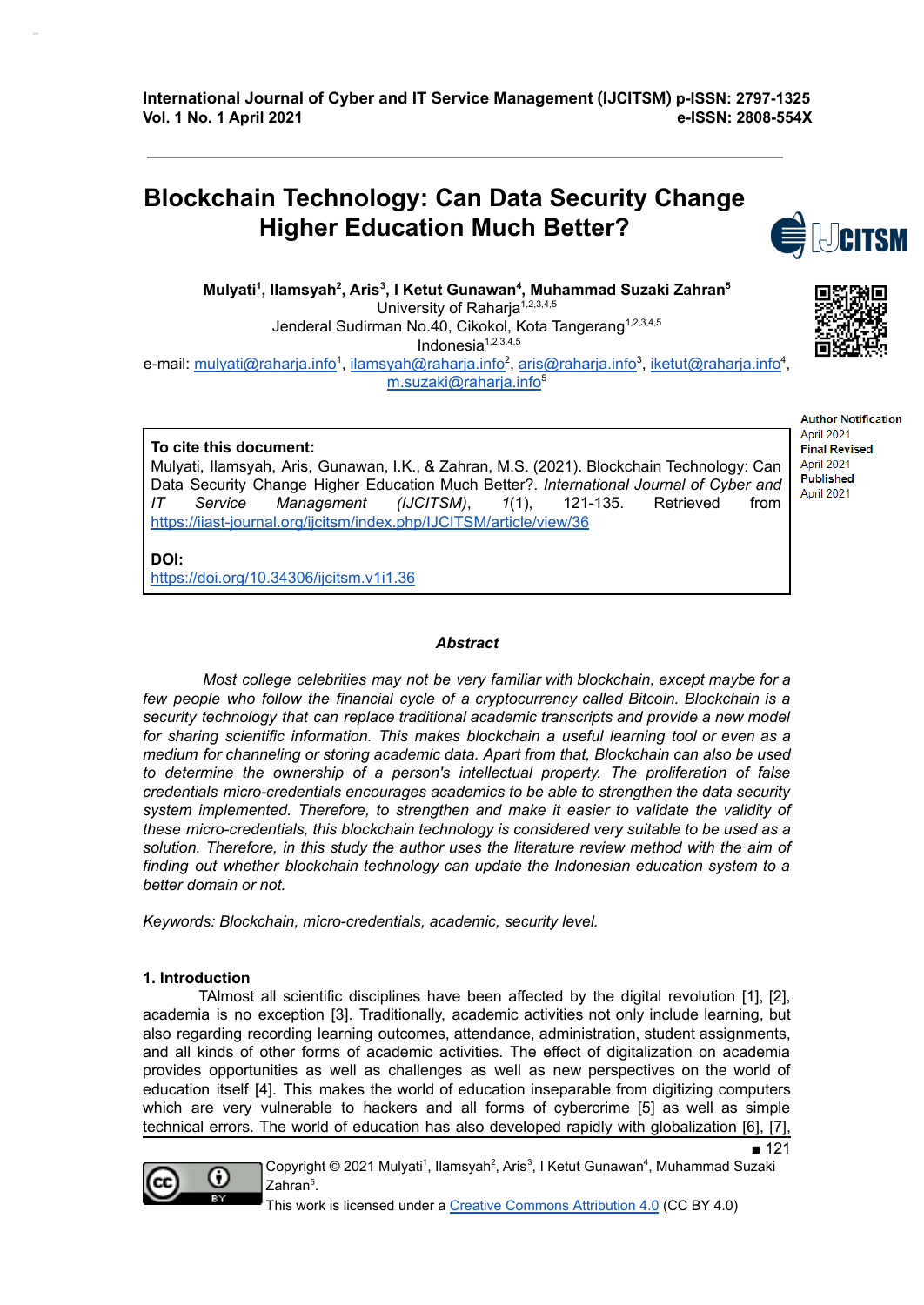# Blockchain Technology: Can Data Security Change Higher Education Much Better?

**Mulyati[1], Ilamsyah[2], Aris[3], I Ketut Gunawan[4], Muhammad Suzaki Zahran[5]**
University of Raharja[1,2,3,4,5]
Jenderal Sudirman No.40, Cikokol, Kota Tangerang[1,2,3,4,5]
Indonesia[1,2,3,4,5]
e-mail: mulyati@raharja.info[1], ilamsyah@raharja.info[2], aris@raharja.info[3], iketut@raharja.info[4], m.suzaki@raharja.info[5]

**Author Notification**
April 2021
**Final Revised**
April 2021
**Published**
April 2021

**To cite this document:**
Mulyati, Ilamsyah, Aris, Gunawan, I.K., & Zahran, M.S. (2021). Blockchain Technology: Can Data Security Change Higher Education Much Better?. *International Journal of Cyber and IT Service Management (IJCITSM)*, *1*(1), 121-135. Retrieved from https://iiast-journal.org/ijcitsm/index.php/IJCITSM/article/view/36

**DOI:**
https://doi.org/10.34306/ijcitsm.v1i1.36

### *Abstract*

*Most college celebrities may not be very familiar with blockchain, except maybe for a few people who follow the financial cycle of a cryptocurrency called Bitcoin. Blockchain is a security technology that can replace traditional academic transcripts and provide a new model for sharing scientific information. This makes blockchain a useful learning tool or even as a medium for channeling or storing academic data. Apart from that, Blockchain can also be used to determine the ownership of a person's intellectual property. The proliferation of false credentials micro-credentials encourages academics to be able to strengthen the data security system implemented. Therefore, to strengthen and make it easier to validate the validity of these micro-credentials, this blockchain technology is considered very suitable to be used as a solution. Therefore, in this study the author uses the literature review method with the aim of finding out whether blockchain technology can update the Indonesian education system to a better domain or not.*

*Keywords: Blockchain, micro-credentials, academic, security level.*

## 1. Introduction

TAlmost all scientific disciplines have been affected by the digital revolution [1], [2], academia is no exception [3]. Traditionally, academic activities not only include learning, but also regarding recording learning outcomes, attendance, administration, student assignments, and all kinds of other forms of academic activities. The effect of digitalization on academia provides opportunities as well as challenges as well as new perspectives on the world of education itself [4]. This makes the world of education inseparable from digitizing computers which are very vulnerable to hackers and all forms of cybercrime [5] as well as simple technical errors. The world of education has also developed rapidly with globalization [6], [7],

Copyright © 2021 Mulyati[1], Ilamsyah[2], Aris[3], I Ketut Gunawan[4], Muhammad Suzaki Zahran[5].
This work is licensed under a Creative Commons Attribution 4.0 (CC BY 4.0)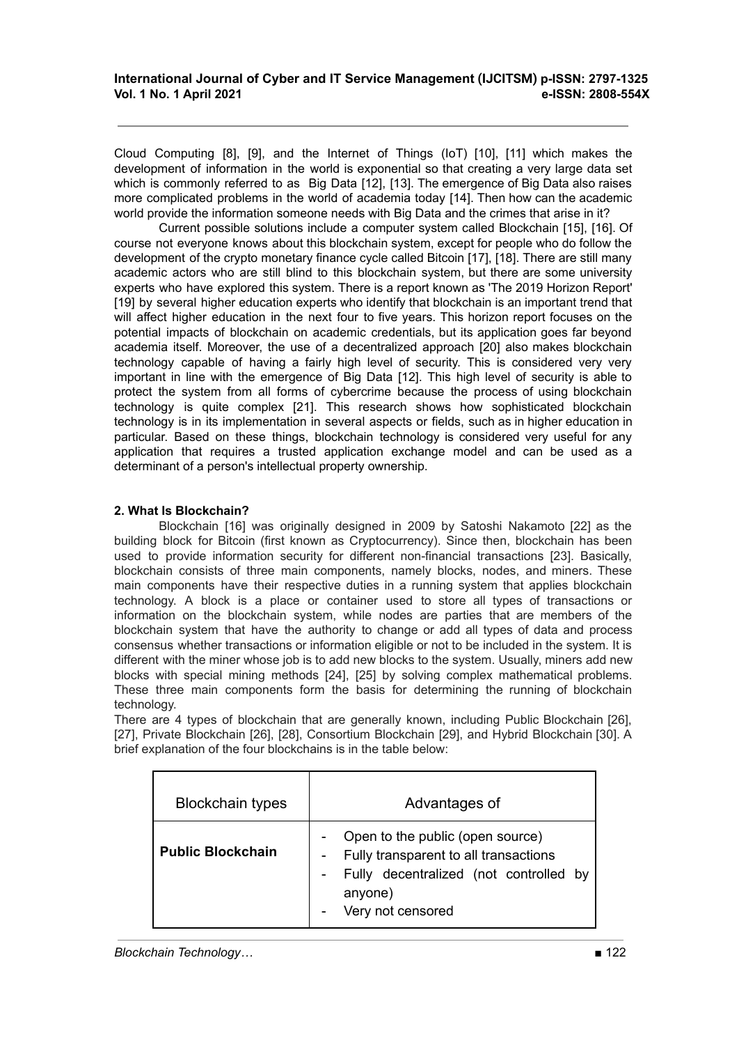Cloud Computing [8], [9], and the Internet of Things (IoT) [10], [11] which makes the development of information in the world is exponential so that creating a very large data set which is commonly referred to as Big Data [12], [13]. The emergence of Big Data also raises more complicated problems in the world of academia today [14]. Then how can the academic world provide the information someone needs with Big Data and the crimes that arise in it?

Current possible solutions include a computer system called Blockchain [15], [16]. Of course not everyone knows about this blockchain system, except for people who do follow the development of the crypto monetary finance cycle called Bitcoin [17], [18]. There are still many academic actors who are still blind to this blockchain system, but there are some university experts who have explored this system. There is a report known as 'The 2019 Horizon Report' [19] by several higher education experts who identify that blockchain is an important trend that will affect higher education in the next four to five years. This horizon report focuses on the potential impacts of blockchain on academic credentials, but its application goes far beyond academia itself. Moreover, the use of a decentralized approach [20] also makes blockchain technology capable of having a fairly high level of security. This is considered very very important in line with the emergence of Big Data [12]. This high level of security is able to protect the system from all forms of cybercrime because the process of using blockchain technology is quite complex [21]. This research shows how sophisticated blockchain technology is in its implementation in several aspects or fields, such as in higher education in particular. Based on these things, blockchain technology is considered very useful for any application that requires a trusted application exchange model and can be used as a determinant of a person's intellectual property ownership.

## 2. What Is Blockchain?

Blockchain [16] was originally designed in 2009 by Satoshi Nakamoto [22] as the building block for Bitcoin (first known as Cryptocurrency). Since then, blockchain has been used to provide information security for different non-financial transactions [23]. Basically, blockchain consists of three main components, namely blocks, nodes, and miners. These main components have their respective duties in a running system that applies blockchain technology. A block is a place or container used to store all types of transactions or information on the blockchain system, while nodes are parties that are members of the blockchain system that have the authority to change or add all types of data and process consensus whether transactions or information eligible or not to be included in the system. It is different with the miner whose job is to add new blocks to the system. Usually, miners add new blocks with special mining methods [24], [25] by solving complex mathematical problems. These three main components form the basis for determining the running of blockchain technology.

There are 4 types of blockchain that are generally known, including Public Blockchain [26], [27], Private Blockchain [26], [28], Consortium Blockchain [29], and Hybrid Blockchain [30]. A brief explanation of the four blockchains is in the table below:

| Blockchain types | Advantages of |
|---|---|
| **Public Blockchain** | - Open to the public (open source)<br>- Fully transparent to all transactions<br>- Fully decentralized (not controlled by anyone)<br>- Very not censored |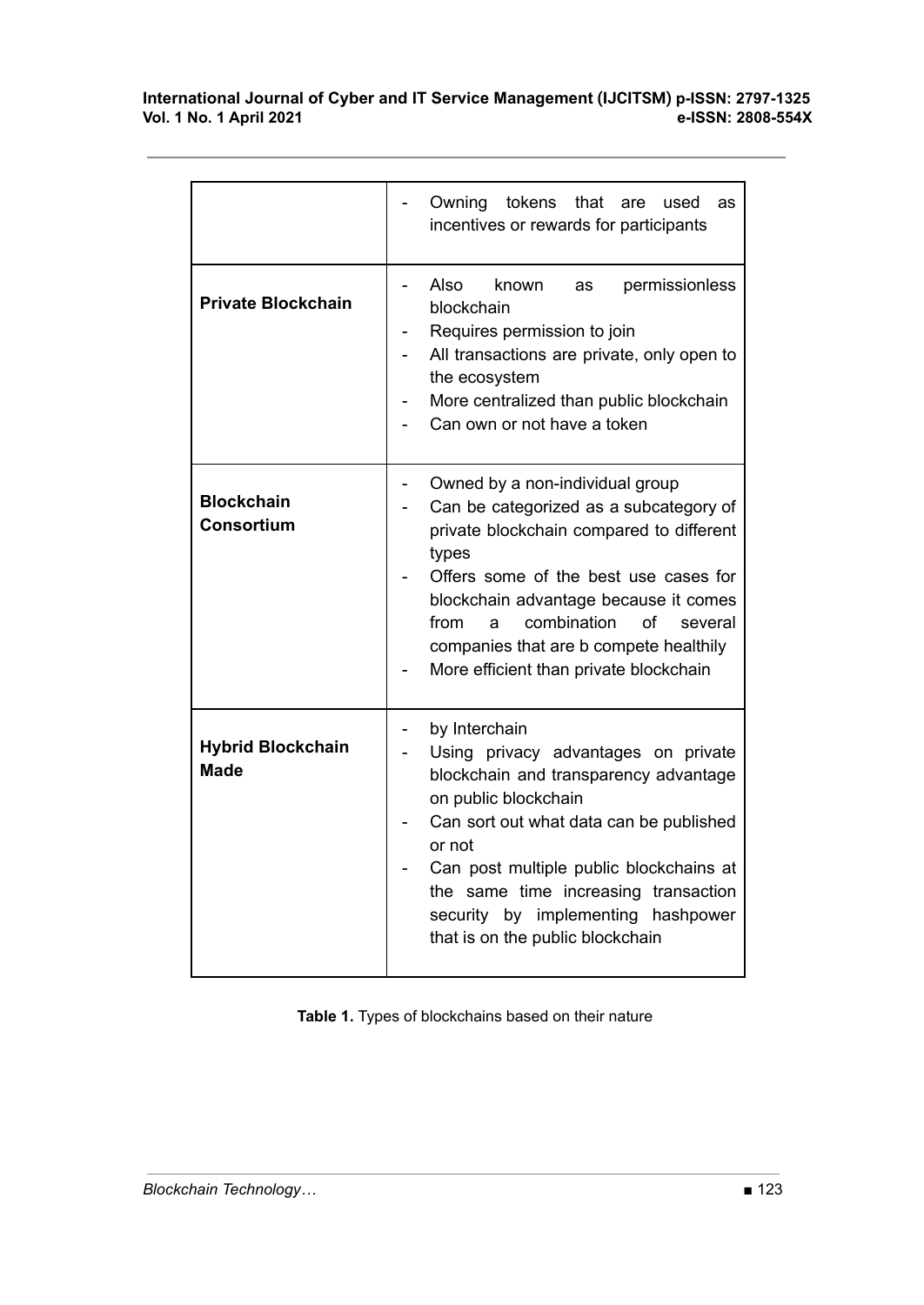| | |
|---|---|
| | - Owning tokens that are used as incentives or rewards for participants |
| **Private Blockchain** | - Also known as permissionless blockchain<br>- Requires permission to join<br>- All transactions are private, only open to the ecosystem<br>- More centralized than public blockchain<br>- Can own or not have a token |
| **Blockchain Consortium** | - Owned by a non-individual group<br>- Can be categorized as a subcategory of private blockchain compared to different types<br>- Offers some of the best use cases for blockchain advantage because it comes from a combination of several companies that are b compete healthily<br>- More efficient than private blockchain |
| **Hybrid Blockchain Made** | - by Interchain<br>- Using privacy advantages on private blockchain and transparency advantage on public blockchain<br>- Can sort out what data can be published or not<br>- Can post multiple public blockchains at the same time increasing transaction security by implementing hashpower that is on the public blockchain |

**Table 1.** Types of blockchains based on their nature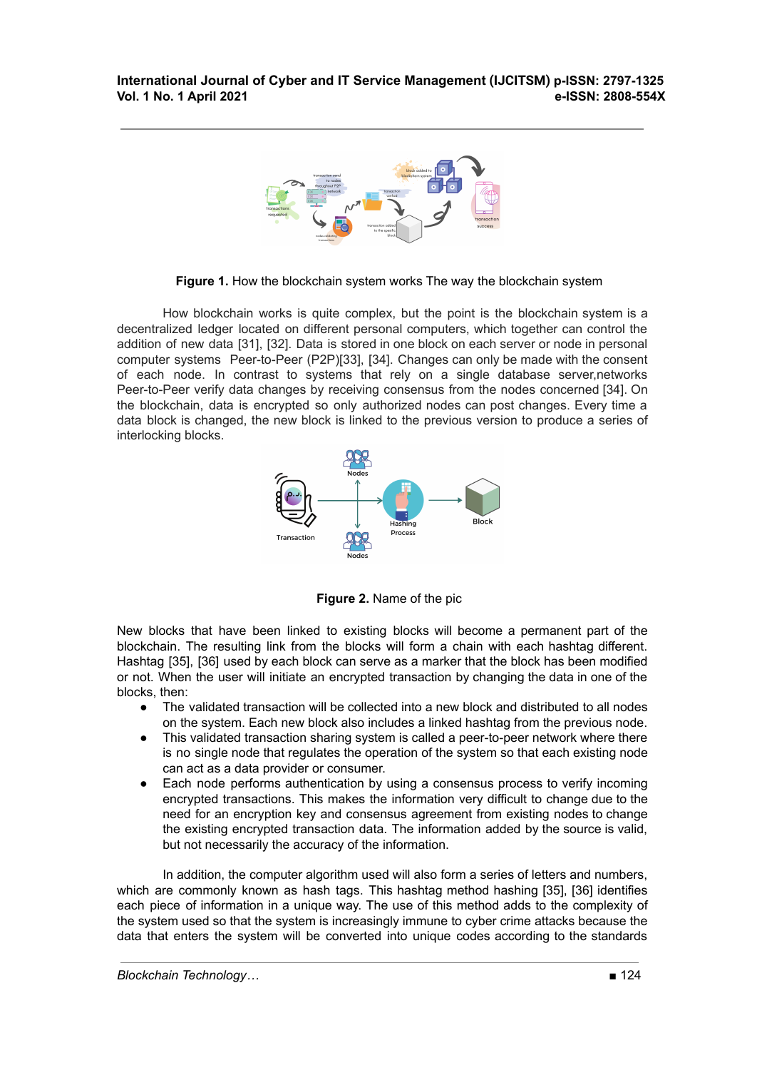**Figure 1.** How the blockchain system works The way the blockchain system

How blockchain works is quite complex, but the point is the blockchain system is a decentralized ledger located on different personal computers, which together can control the addition of new data [31], [32]. Data is stored in one block on each server or node in personal computer systems Peer-to-Peer (P2P)[33], [34]. Changes can only be made with the consent of each node. In contrast to systems that rely on a single database server,networks Peer-to-Peer verify data changes by receiving consensus from the nodes concerned [34]. On the blockchain, data is encrypted so only authorized nodes can post changes. Every time a data block is changed, the new block is linked to the previous version to produce a series of interlocking blocks.

**Figure 2.** Name of the pic

New blocks that have been linked to existing blocks will become a permanent part of the blockchain. The resulting link from the blocks will form a chain with each hashtag different. Hashtag [35], [36] used by each block can serve as a marker that the block has been modified or not. When the user will initiate an encrypted transaction by changing the data in one of the blocks, then:

- The validated transaction will be collected into a new block and distributed to all nodes on the system. Each new block also includes a linked hashtag from the previous node.
- This validated transaction sharing system is called a peer-to-peer network where there is no single node that regulates the operation of the system so that each existing node can act as a data provider or consumer.
- Each node performs authentication by using a consensus process to verify incoming encrypted transactions. This makes the information very difficult to change due to the need for an encryption key and consensus agreement from existing nodes to change the existing encrypted transaction data. The information added by the source is valid, but not necessarily the accuracy of the information.

In addition, the computer algorithm used will also form a series of letters and numbers, which are commonly known as hash tags. This hashtag method hashing [35], [36] identifies each piece of information in a unique way. The use of this method adds to the complexity of the system used so that the system is increasingly immune to cyber crime attacks because the data that enters the system will be converted into unique codes according to the standards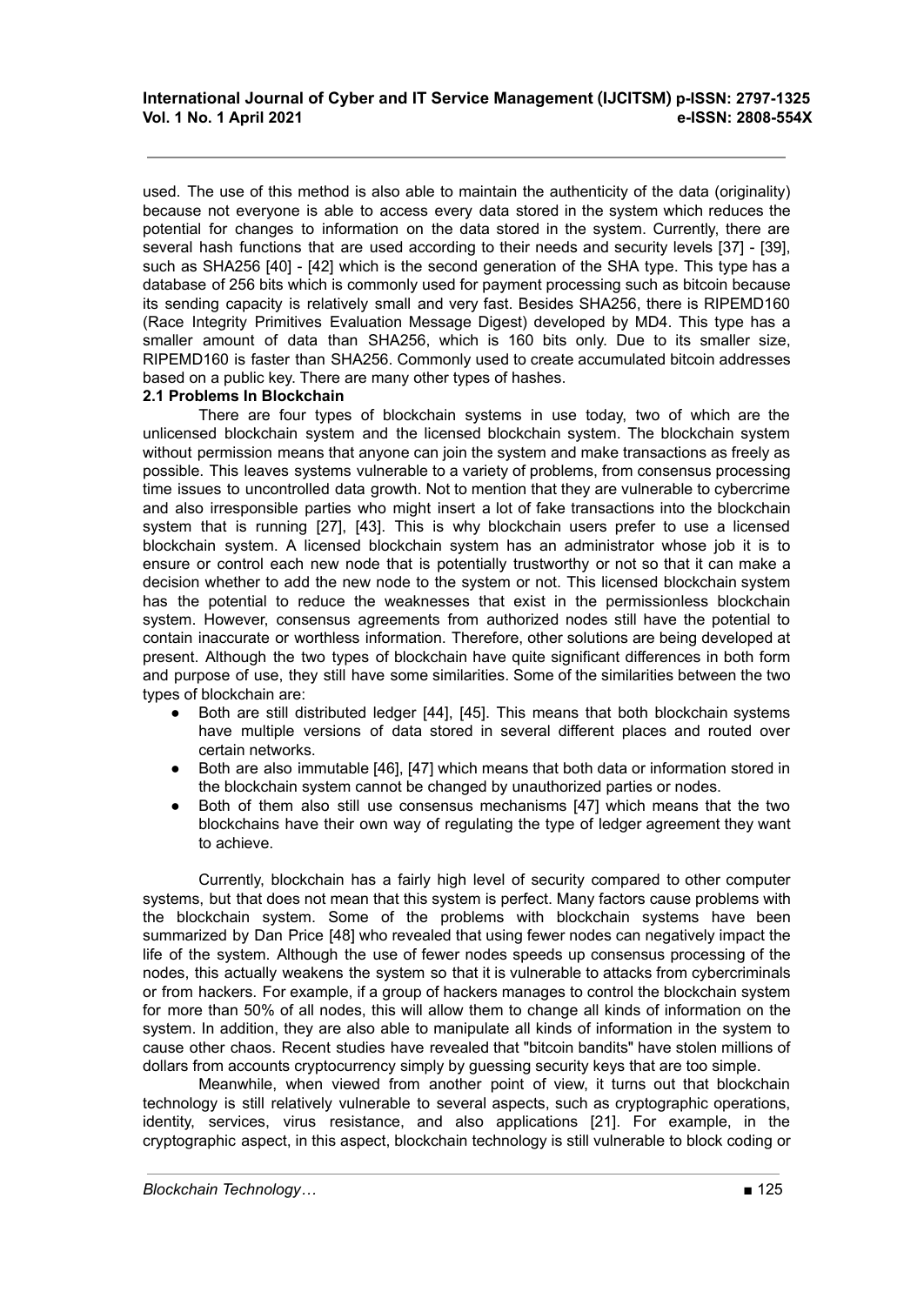used. The use of this method is also able to maintain the authenticity of the data (originality) because not everyone is able to access every data stored in the system which reduces the potential for changes to information on the data stored in the system. Currently, there are several hash functions that are used according to their needs and security levels [37] - [39], such as SHA256 [40] - [42] which is the second generation of the SHA type. This type has a database of 256 bits which is commonly used for payment processing such as bitcoin because its sending capacity is relatively small and very fast. Besides SHA256, there is RIPEMD160 (Race Integrity Primitives Evaluation Message Digest) developed by MD4. This type has a smaller amount of data than SHA256, which is 160 bits only. Due to its smaller size, RIPEMD160 is faster than SHA256. Commonly used to create accumulated bitcoin addresses based on a public key. There are many other types of hashes.

### 2.1 Problems In Blockchain

There are four types of blockchain systems in use today, two of which are the unlicensed blockchain system and the licensed blockchain system. The blockchain system without permission means that anyone can join the system and make transactions as freely as possible. This leaves systems vulnerable to a variety of problems, from consensus processing time issues to uncontrolled data growth. Not to mention that they are vulnerable to cybercrime and also irresponsible parties who might insert a lot of fake transactions into the blockchain system that is running [27], [43]. This is why blockchain users prefer to use a licensed blockchain system. A licensed blockchain system has an administrator whose job it is to ensure or control each new node that is potentially trustworthy or not so that it can make a decision whether to add the new node to the system or not. This licensed blockchain system has the potential to reduce the weaknesses that exist in the permissionless blockchain system. However, consensus agreements from authorized nodes still have the potential to contain inaccurate or worthless information. Therefore, other solutions are being developed at present. Although the two types of blockchain have quite significant differences in both form and purpose of use, they still have some similarities. Some of the similarities between the two types of blockchain are:

- Both are still distributed ledger [44], [45]. This means that both blockchain systems have multiple versions of data stored in several different places and routed over certain networks.
- Both are also immutable [46], [47] which means that both data or information stored in the blockchain system cannot be changed by unauthorized parties or nodes.
- Both of them also still use consensus mechanisms [47] which means that the two blockchains have their own way of regulating the type of ledger agreement they want to achieve.

Currently, blockchain has a fairly high level of security compared to other computer systems, but that does not mean that this system is perfect. Many factors cause problems with the blockchain system. Some of the problems with blockchain systems have been summarized by Dan Price [48] who revealed that using fewer nodes can negatively impact the life of the system. Although the use of fewer nodes speeds up consensus processing of the nodes, this actually weakens the system so that it is vulnerable to attacks from cybercriminals or from hackers. For example, if a group of hackers manages to control the blockchain system for more than 50% of all nodes, this will allow them to change all kinds of information on the system. In addition, they are also able to manipulate all kinds of information in the system to cause other chaos. Recent studies have revealed that "bitcoin bandits" have stolen millions of dollars from accounts cryptocurrency simply by guessing security keys that are too simple.

Meanwhile, when viewed from another point of view, it turns out that blockchain technology is still relatively vulnerable to several aspects, such as cryptographic operations, identity, services, virus resistance, and also applications [21]. For example, in the cryptographic aspect, in this aspect, blockchain technology is still vulnerable to block coding or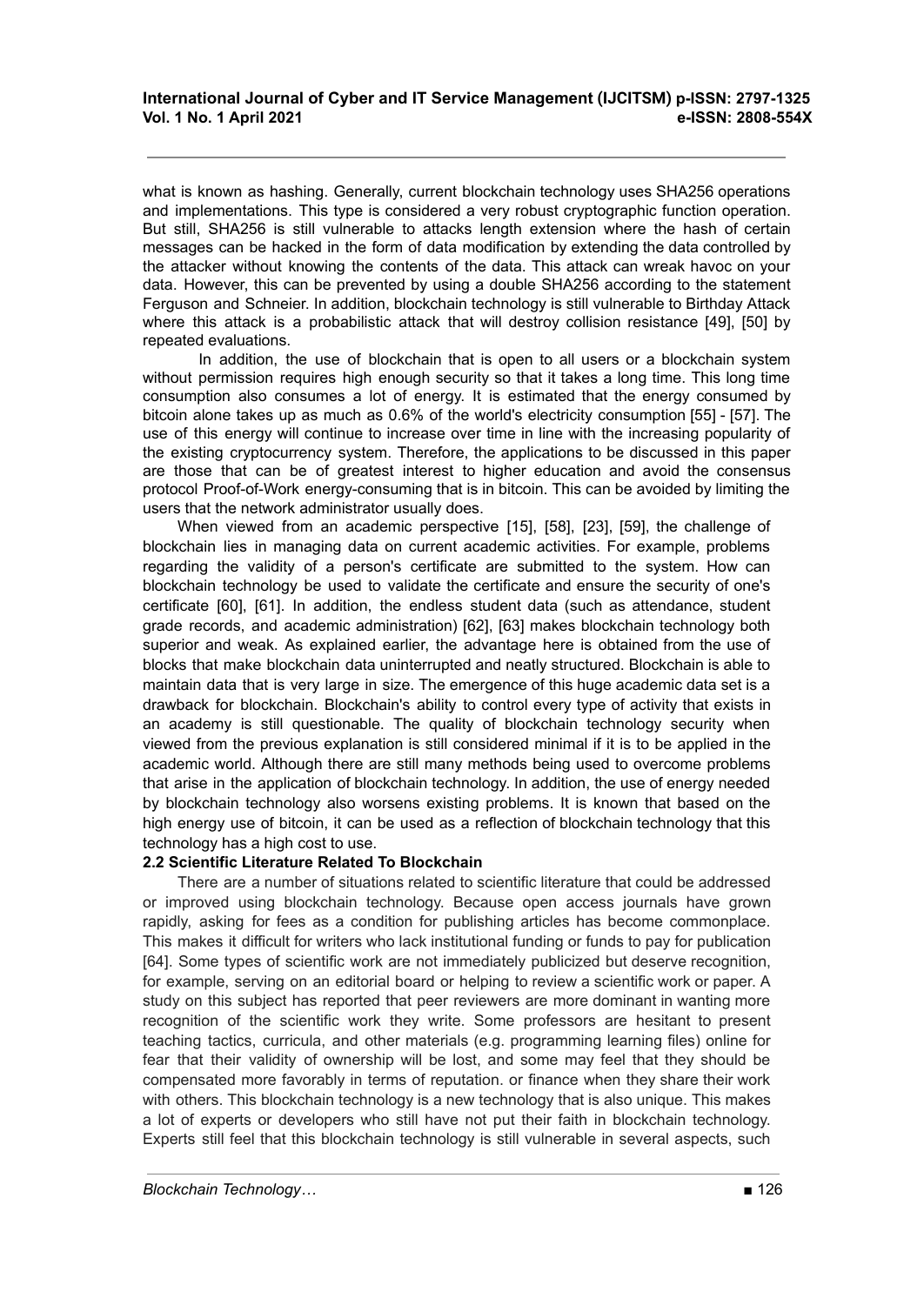what is known as hashing. Generally, current blockchain technology uses SHA256 operations and implementations. This type is considered a very robust cryptographic function operation. But still, SHA256 is still vulnerable to attacks length extension where the hash of certain messages can be hacked in the form of data modification by extending the data controlled by the attacker without knowing the contents of the data. This attack can wreak havoc on your data. However, this can be prevented by using a double SHA256 according to the statement Ferguson and Schneier. In addition, blockchain technology is still vulnerable to Birthday Attack where this attack is a probabilistic attack that will destroy collision resistance [49], [50] by repeated evaluations.

In addition, the use of blockchain that is open to all users or a blockchain system without permission requires high enough security so that it takes a long time. This long time consumption also consumes a lot of energy. It is estimated that the energy consumed by bitcoin alone takes up as much as 0.6% of the world's electricity consumption [55] - [57]. The use of this energy will continue to increase over time in line with the increasing popularity of the existing cryptocurrency system. Therefore, the applications to be discussed in this paper are those that can be of greatest interest to higher education and avoid the consensus protocol Proof-of-Work energy-consuming that is in bitcoin. This can be avoided by limiting the users that the network administrator usually does.

When viewed from an academic perspective [15], [58], [23], [59], the challenge of blockchain lies in managing data on current academic activities. For example, problems regarding the validity of a person's certificate are submitted to the system. How can blockchain technology be used to validate the certificate and ensure the security of one's certificate [60], [61]. In addition, the endless student data (such as attendance, student grade records, and academic administration) [62], [63] makes blockchain technology both superior and weak. As explained earlier, the advantage here is obtained from the use of blocks that make blockchain data uninterrupted and neatly structured. Blockchain is able to maintain data that is very large in size. The emergence of this huge academic data set is a drawback for blockchain. Blockchain's ability to control every type of activity that exists in an academy is still questionable. The quality of blockchain technology security when viewed from the previous explanation is still considered minimal if it is to be applied in the academic world. Although there are still many methods being used to overcome problems that arise in the application of blockchain technology. In addition, the use of energy needed by blockchain technology also worsens existing problems. It is known that based on the high energy use of bitcoin, it can be used as a reflection of blockchain technology that this technology has a high cost to use.

### 2.2 Scientific Literature Related To Blockchain

There are a number of situations related to scientific literature that could be addressed or improved using blockchain technology. Because open access journals have grown rapidly, asking for fees as a condition for publishing articles has become commonplace. This makes it difficult for writers who lack institutional funding or funds to pay for publication [64]. Some types of scientific work are not immediately publicized but deserve recognition, for example, serving on an editorial board or helping to review a scientific work or paper. A study on this subject has reported that peer reviewers are more dominant in wanting more recognition of the scientific work they write. Some professors are hesitant to present teaching tactics, curricula, and other materials (e.g. programming learning files) online for fear that their validity of ownership will be lost, and some may feel that they should be compensated more favorably in terms of reputation. or finance when they share their work with others. This blockchain technology is a new technology that is also unique. This makes a lot of experts or developers who still have not put their faith in blockchain technology. Experts still feel that this blockchain technology is still vulnerable in several aspects, such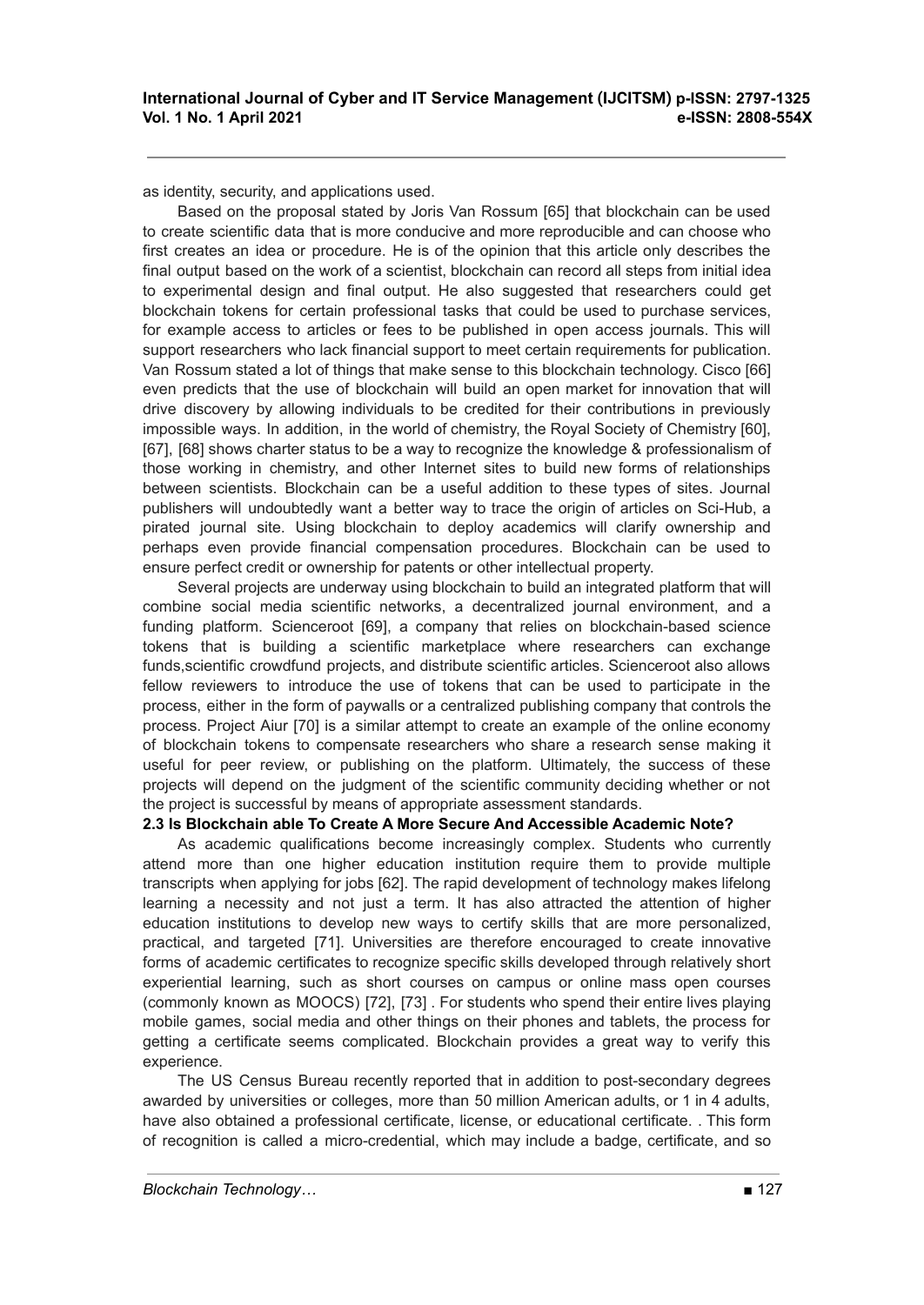as identity, security, and applications used.

Based on the proposal stated by Joris Van Rossum [65] that blockchain can be used to create scientific data that is more conducive and more reproducible and can choose who first creates an idea or procedure. He is of the opinion that this article only describes the final output based on the work of a scientist, blockchain can record all steps from initial idea to experimental design and final output. He also suggested that researchers could get blockchain tokens for certain professional tasks that could be used to purchase services, for example access to articles or fees to be published in open access journals. This will support researchers who lack financial support to meet certain requirements for publication. Van Rossum stated a lot of things that make sense to this blockchain technology. Cisco [66] even predicts that the use of blockchain will build an open market for innovation that will drive discovery by allowing individuals to be credited for their contributions in previously impossible ways. In addition, in the world of chemistry, the Royal Society of Chemistry [60], [67], [68] shows charter status to be a way to recognize the knowledge & professionalism of those working in chemistry, and other Internet sites to build new forms of relationships between scientists. Blockchain can be a useful addition to these types of sites. Journal publishers will undoubtedly want a better way to trace the origin of articles on Sci-Hub, a pirated journal site. Using blockchain to deploy academics will clarify ownership and perhaps even provide financial compensation procedures. Blockchain can be used to ensure perfect credit or ownership for patents or other intellectual property.

Several projects are underway using blockchain to build an integrated platform that will combine social media scientific networks, a decentralized journal environment, and a funding platform. Scienceroot [69], a company that relies on blockchain-based science tokens that is building a scientific marketplace where researchers can exchange funds,scientific crowdfund projects, and distribute scientific articles. Scienceroot also allows fellow reviewers to introduce the use of tokens that can be used to participate in the process, either in the form of paywalls or a centralized publishing company that controls the process. Project Aiur [70] is a similar attempt to create an example of the online economy of blockchain tokens to compensate researchers who share a research sense making it useful for peer review, or publishing on the platform. Ultimately, the success of these projects will depend on the judgment of the scientific community deciding whether or not the project is successful by means of appropriate assessment standards.

### 2.3 Is Blockchain able To Create A More Secure And Accessible Academic Note?

As academic qualifications become increasingly complex. Students who currently attend more than one higher education institution require them to provide multiple transcripts when applying for jobs [62]. The rapid development of technology makes lifelong learning a necessity and not just a term. It has also attracted the attention of higher education institutions to develop new ways to certify skills that are more personalized, practical, and targeted [71]. Universities are therefore encouraged to create innovative forms of academic certificates to recognize specific skills developed through relatively short experiential learning, such as short courses on campus or online mass open courses (commonly known as MOOCS) [72], [73] . For students who spend their entire lives playing mobile games, social media and other things on their phones and tablets, the process for getting a certificate seems complicated. Blockchain provides a great way to verify this experience.

The US Census Bureau recently reported that in addition to post-secondary degrees awarded by universities or colleges, more than 50 million American adults, or 1 in 4 adults, have also obtained a professional certificate, license, or educational certificate. . This form of recognition is called a micro-credential, which may include a badge, certificate, and so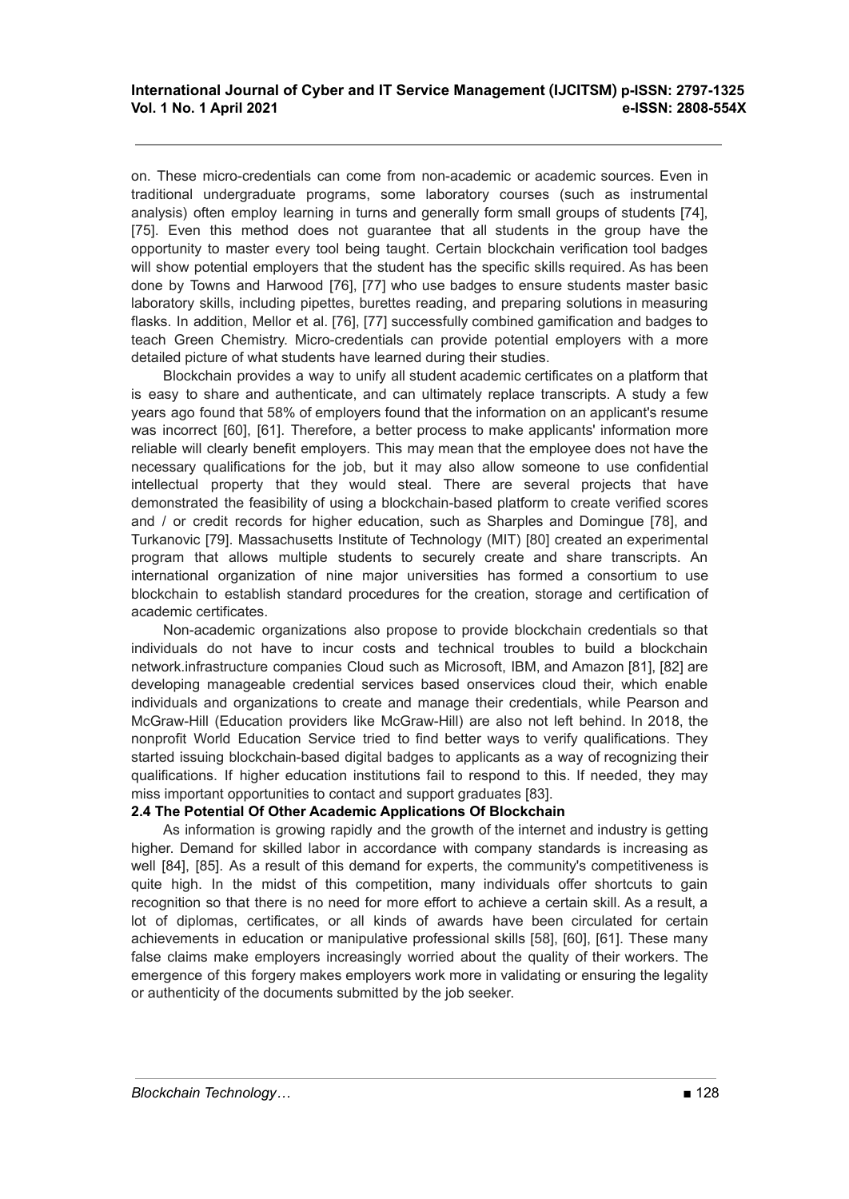on. These micro-credentials can come from non-academic or academic sources. Even in traditional undergraduate programs, some laboratory courses (such as instrumental analysis) often employ learning in turns and generally form small groups of students [74], [75]. Even this method does not guarantee that all students in the group have the opportunity to master every tool being taught. Certain blockchain verification tool badges will show potential employers that the student has the specific skills required. As has been done by Towns and Harwood [76], [77] who use badges to ensure students master basic laboratory skills, including pipettes, burettes reading, and preparing solutions in measuring flasks. In addition, Mellor et al. [76], [77] successfully combined gamification and badges to teach Green Chemistry. Micro-credentials can provide potential employers with a more detailed picture of what students have learned during their studies.

Blockchain provides a way to unify all student academic certificates on a platform that is easy to share and authenticate, and can ultimately replace transcripts. A study a few years ago found that 58% of employers found that the information on an applicant's resume was incorrect [60], [61]. Therefore, a better process to make applicants' information more reliable will clearly benefit employers. This may mean that the employee does not have the necessary qualifications for the job, but it may also allow someone to use confidential intellectual property that they would steal. There are several projects that have demonstrated the feasibility of using a blockchain-based platform to create verified scores and / or credit records for higher education, such as Sharples and Domingue [78], and Turkanovic [79]. Massachusetts Institute of Technology (MIT) [80] created an experimental program that allows multiple students to securely create and share transcripts. An international organization of nine major universities has formed a consortium to use blockchain to establish standard procedures for the creation, storage and certification of academic certificates.

Non-academic organizations also propose to provide blockchain credentials so that individuals do not have to incur costs and technical troubles to build a blockchain network.infrastructure companies Cloud such as Microsoft, IBM, and Amazon [81], [82] are developing manageable credential services based onservices cloud their, which enable individuals and organizations to create and manage their credentials, while Pearson and McGraw-Hill (Education providers like McGraw-Hill) are also not left behind. In 2018, the nonprofit World Education Service tried to find better ways to verify qualifications. They started issuing blockchain-based digital badges to applicants as a way of recognizing their qualifications. If higher education institutions fail to respond to this. If needed, they may miss important opportunities to contact and support graduates [83].

### 2.4 The Potential Of Other Academic Applications Of Blockchain

As information is growing rapidly and the growth of the internet and industry is getting higher. Demand for skilled labor in accordance with company standards is increasing as well [84], [85]. As a result of this demand for experts, the community's competitiveness is quite high. In the midst of this competition, many individuals offer shortcuts to gain recognition so that there is no need for more effort to achieve a certain skill. As a result, a lot of diplomas, certificates, or all kinds of awards have been circulated for certain achievements in education or manipulative professional skills [58], [60], [61]. These many false claims make employers increasingly worried about the quality of their workers. The emergence of this forgery makes employers work more in validating or ensuring the legality or authenticity of the documents submitted by the job seeker.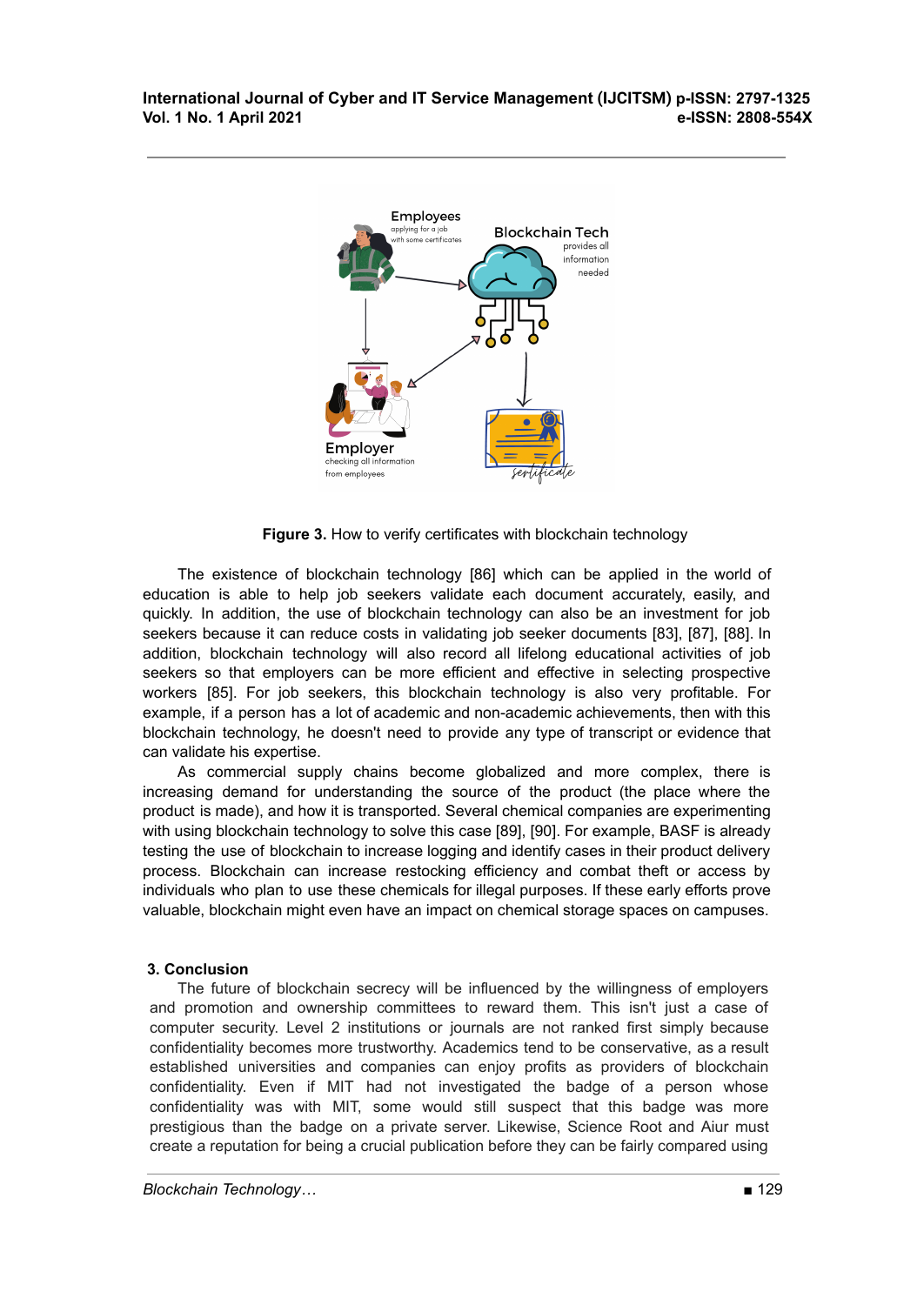**Figure 3.** How to verify certificates with blockchain technology

The existence of blockchain technology [86] which can be applied in the world of education is able to help job seekers validate each document accurately, easily, and quickly. In addition, the use of blockchain technology can also be an investment for job seekers because it can reduce costs in validating job seeker documents [83], [87], [88]. In addition, blockchain technology will also record all lifelong educational activities of job seekers so that employers can be more efficient and effective in selecting prospective workers [85]. For job seekers, this blockchain technology is also very profitable. For example, if a person has a lot of academic and non-academic achievements, then with this blockchain technology, he doesn't need to provide any type of transcript or evidence that can validate his expertise.

As commercial supply chains become globalized and more complex, there is increasing demand for understanding the source of the product (the place where the product is made), and how it is transported. Several chemical companies are experimenting with using blockchain technology to solve this case [89], [90]. For example, BASF is already testing the use of blockchain to increase logging and identify cases in their product delivery process. Blockchain can increase restocking efficiency and combat theft or access by individuals who plan to use these chemicals for illegal purposes. If these early efforts prove valuable, blockchain might even have an impact on chemical storage spaces on campuses.

## 3. Conclusion

The future of blockchain secrecy will be influenced by the willingness of employers and promotion and ownership committees to reward them. This isn't just a case of computer security. Level 2 institutions or journals are not ranked first simply because confidentiality becomes more trustworthy. Academics tend to be conservative, as a result established universities and companies can enjoy profits as providers of blockchain confidentiality. Even if MIT had not investigated the badge of a person whose confidentiality was with MIT, some would still suspect that this badge was more prestigious than the badge on a private server. Likewise, Science Root and Aiur must create a reputation for being a crucial publication before they can be fairly compared using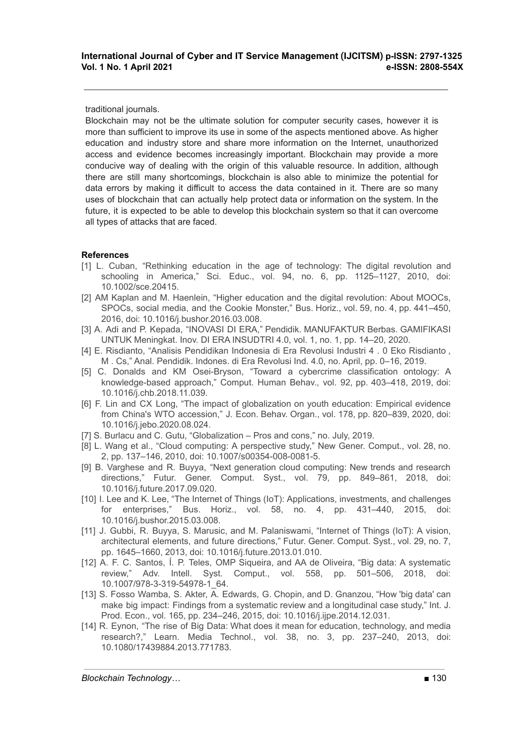traditional journals.

Blockchain may not be the ultimate solution for computer security cases, however it is more than sufficient to improve its use in some of the aspects mentioned above. As higher education and industry store and share more information on the Internet, unauthorized access and evidence becomes increasingly important. Blockchain may provide a more conducive way of dealing with the origin of this valuable resource. In addition, although there are still many shortcomings, blockchain is also able to minimize the potential for data errors by making it difficult to access the data contained in it. There are so many uses of blockchain that can actually help protect data or information on the system. In the future, it is expected to be able to develop this blockchain system so that it can overcome all types of attacks that are faced.

## References

[1] L. Cuban, "Rethinking education in the age of technology: The digital revolution and schooling in America," Sci. Educ., vol. 94, no. 6, pp. 1125–1127, 2010, doi: 10.1002/sce.20415.

[2] AM Kaplan and M. Haenlein, "Higher education and the digital revolution: About MOOCs, SPOCs, social media, and the Cookie Monster," Bus. Horiz., vol. 59, no. 4, pp. 441–450, 2016, doi: 10.1016/j.bushor.2016.03.008.

[3] A. Adi and P. Kepada, "INOVASI DI ERA," Pendidik. MANUFAKTUR Berbas. GAMIFIKASI UNTUK Meningkat. Inov. DI ERA INSUDTRI 4.0, vol. 1, no. 1, pp. 14–20, 2020.

[4] E. Risdianto, "Analisis Pendidikan Indonesia di Era Revolusi Industri 4 . 0 Eko Risdianto , M . Cs," Anal. Pendidik. Indones. di Era Revolusi Ind. 4.0, no. April, pp. 0–16, 2019.

[5] C. Donalds and KM Osei-Bryson, "Toward a cybercrime classification ontology: A knowledge-based approach," Comput. Human Behav., vol. 92, pp. 403–418, 2019, doi: 10.1016/j.chb.2018.11.039.

[6] F. Lin and CX Long, "The impact of globalization on youth education: Empirical evidence from China's WTO accession," J. Econ. Behav. Organ., vol. 178, pp. 820–839, 2020, doi: 10.1016/j.jebo.2020.08.024.

[7] S. Burlacu and C. Gutu, "Globalization – Pros and cons," no. July, 2019.

[8] L. Wang et al., "Cloud computing: A perspective study," New Gener. Comput., vol. 28, no. 2, pp. 137–146, 2010, doi: 10.1007/s00354-008-0081-5.

[9] B. Varghese and R. Buyya, "Next generation cloud computing: New trends and research directions," Futur. Gener. Comput. Syst., vol. 79, pp. 849–861, 2018, doi: 10.1016/j.future.2017.09.020.

[10] I. Lee and K. Lee, "The Internet of Things (IoT): Applications, investments, and challenges for enterprises," Bus. Horiz., vol. 58, no. 4, pp. 431–440, 2015, doi: 10.1016/j.bushor.2015.03.008.

[11] J. Gubbi, R. Buyya, S. Marusic, and M. Palaniswami, "Internet of Things (IoT): A vision, architectural elements, and future directions," Futur. Gener. Comput. Syst., vol. 29, no. 7, pp. 1645–1660, 2013, doi: 10.1016/j.future.2013.01.010.

[12] A. F. C. Santos, Í. P. Teles, OMP Siqueira, and AA de Oliveira, "Big data: A systematic review," Adv. Intell. Syst. Comput., vol. 558, pp. 501–506, 2018, doi: 10.1007/978-3-319-54978-1_64.

[13] S. Fosso Wamba, S. Akter, A. Edwards, G. Chopin, and D. Gnanzou, "How 'big data' can make big impact: Findings from a systematic review and a longitudinal case study," Int. J. Prod. Econ., vol. 165, pp. 234–246, 2015, doi: 10.1016/j.ijpe.2014.12.031.

[14] R. Eynon, "The rise of Big Data: What does it mean for education, technology, and media research?," Learn. Media Technol., vol. 38, no. 3, pp. 237–240, 2013, doi: 10.1080/17439884.2013.771783.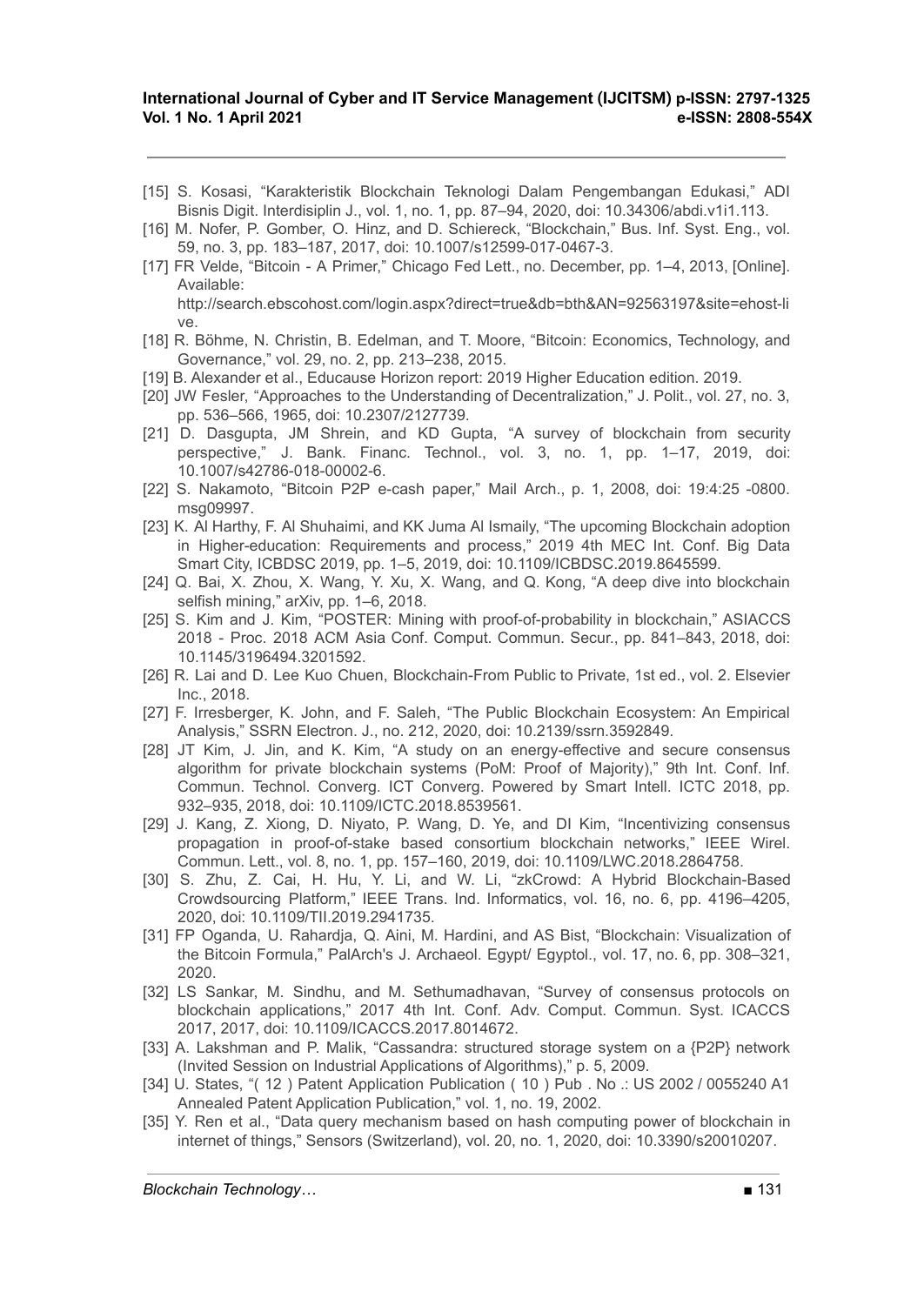[15] S. Kosasi, "Karakteristik Blockchain Teknologi Dalam Pengembangan Edukasi," ADI Bisnis Digit. Interdisiplin J., vol. 1, no. 1, pp. 87–94, 2020, doi: 10.34306/abdi.v1i1.113.

[16] M. Nofer, P. Gomber, O. Hinz, and D. Schiereck, "Blockchain," Bus. Inf. Syst. Eng., vol. 59, no. 3, pp. 183–187, 2017, doi: 10.1007/s12599-017-0467-3.

[17] FR Velde, "Bitcoin - A Primer," Chicago Fed Lett., no. December, pp. 1–4, 2013, [Online]. Available: http://search.ebscohost.com/login.aspx?direct=true&db=bth&AN=92563197&site=ehost-live.

[18] R. Böhme, N. Christin, B. Edelman, and T. Moore, "Bitcoin: Economics, Technology, and Governance," vol. 29, no. 2, pp. 213–238, 2015.

[19] B. Alexander et al., Educause Horizon report: 2019 Higher Education edition. 2019.

[20] JW Fesler, "Approaches to the Understanding of Decentralization," J. Polit., vol. 27, no. 3, pp. 536–566, 1965, doi: 10.2307/2127739.

[21] D. Dasgupta, JM Shrein, and KD Gupta, "A survey of blockchain from security perspective," J. Bank. Financ. Technol., vol. 3, no. 1, pp. 1–17, 2019, doi: 10.1007/s42786-018-00002-6.

[22] S. Nakamoto, "Bitcoin P2P e-cash paper," Mail Arch., p. 1, 2008, doi: 19:4:25 -0800. msg09997.

[23] K. Al Harthy, F. Al Shuhaimi, and KK Juma Al Ismaily, "The upcoming Blockchain adoption in Higher-education: Requirements and process," 2019 4th MEC Int. Conf. Big Data Smart City, ICBDSC 2019, pp. 1–5, 2019, doi: 10.1109/ICBDSC.2019.8645599.

[24] Q. Bai, X. Zhou, X. Wang, Y. Xu, X. Wang, and Q. Kong, "A deep dive into blockchain selfish mining," arXiv, pp. 1–6, 2018.

[25] S. Kim and J. Kim, "POSTER: Mining with proof-of-probability in blockchain," ASIACCS 2018 - Proc. 2018 ACM Asia Conf. Comput. Commun. Secur., pp. 841–843, 2018, doi: 10.1145/3196494.3201592.

[26] R. Lai and D. Lee Kuo Chuen, Blockchain-From Public to Private, 1st ed., vol. 2. Elsevier Inc., 2018.

[27] F. Irresberger, K. John, and F. Saleh, "The Public Blockchain Ecosystem: An Empirical Analysis," SSRN Electron. J., no. 212, 2020, doi: 10.2139/ssrn.3592849.

[28] JT Kim, J. Jin, and K. Kim, "A study on an energy-effective and secure consensus algorithm for private blockchain systems (PoM: Proof of Majority)," 9th Int. Conf. Inf. Commun. Technol. Converg. ICT Converg. Powered by Smart Intell. ICTC 2018, pp. 932–935, 2018, doi: 10.1109/ICTC.2018.8539561.

[29] J. Kang, Z. Xiong, D. Niyato, P. Wang, D. Ye, and DI Kim, "Incentivizing consensus propagation in proof-of-stake based consortium blockchain networks," IEEE Wirel. Commun. Lett., vol. 8, no. 1, pp. 157–160, 2019, doi: 10.1109/LWC.2018.2864758.

[30] S. Zhu, Z. Cai, H. Hu, Y. Li, and W. Li, "zkCrowd: A Hybrid Blockchain-Based Crowdsourcing Platform," IEEE Trans. Ind. Informatics, vol. 16, no. 6, pp. 4196–4205, 2020, doi: 10.1109/TII.2019.2941735.

[31] FP Oganda, U. Rahardja, Q. Aini, M. Hardini, and AS Bist, "Blockchain: Visualization of the Bitcoin Formula," PalArch's J. Archaeol. Egypt/ Egyptol., vol. 17, no. 6, pp. 308–321, 2020.

[32] LS Sankar, M. Sindhu, and M. Sethumadhavan, "Survey of consensus protocols on blockchain applications," 2017 4th Int. Conf. Adv. Comput. Commun. Syst. ICACCS 2017, 2017, doi: 10.1109/ICACCS.2017.8014672.

[33] A. Lakshman and P. Malik, "Cassandra: structured storage system on a {P2P} network (Invited Session on Industrial Applications of Algorithms)," p. 5, 2009.

[34] U. States, "( 12 ) Patent Application Publication ( 10 ) Pub . No .: US 2002 / 0055240 A1 Annealed Patent Application Publication," vol. 1, no. 19, 2002.

[35] Y. Ren et al., "Data query mechanism based on hash computing power of blockchain in internet of things," Sensors (Switzerland), vol. 20, no. 1, 2020, doi: 10.3390/s20010207.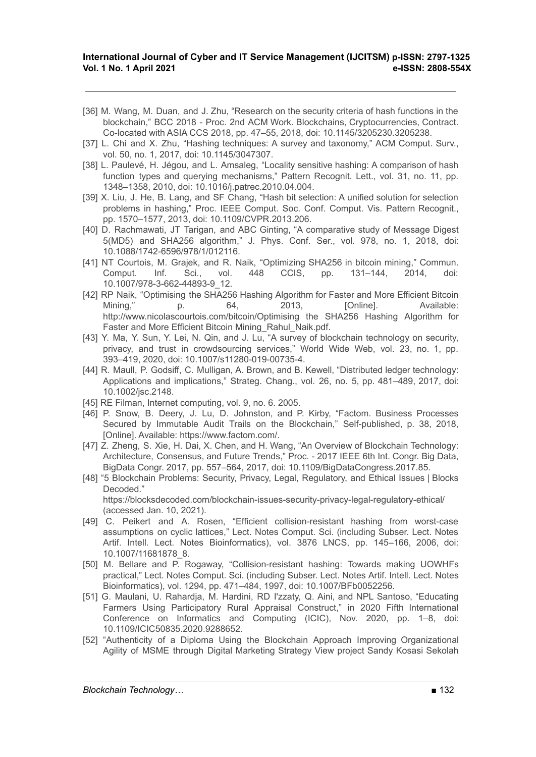[36] M. Wang, M. Duan, and J. Zhu, "Research on the security criteria of hash functions in the blockchain," BCC 2018 - Proc. 2nd ACM Work. Blockchains, Cryptocurrencies, Contract. Co-located with ASIA CCS 2018, pp. 47–55, 2018, doi: 10.1145/3205230.3205238.

[37] L. Chi and X. Zhu, "Hashing techniques: A survey and taxonomy," ACM Comput. Surv., vol. 50, no. 1, 2017, doi: 10.1145/3047307.

[38] L. Paulevé, H. Jégou, and L. Amsaleg, "Locality sensitive hashing: A comparison of hash function types and querying mechanisms," Pattern Recognit. Lett., vol. 31, no. 11, pp. 1348–1358, 2010, doi: 10.1016/j.patrec.2010.04.004.

[39] X. Liu, J. He, B. Lang, and SF Chang, "Hash bit selection: A unified solution for selection problems in hashing," Proc. IEEE Comput. Soc. Conf. Comput. Vis. Pattern Recognit., pp. 1570–1577, 2013, doi: 10.1109/CVPR.2013.206.

[40] D. Rachmawati, JT Tarigan, and ABC Ginting, "A comparative study of Message Digest 5(MD5) and SHA256 algorithm," J. Phys. Conf. Ser., vol. 978, no. 1, 2018, doi: 10.1088/1742-6596/978/1/012116.

[41] NT Courtois, M. Grajek, and R. Naik, "Optimizing SHA256 in bitcoin mining," Commun. Comput. Inf. Sci., vol. 448 CCIS, pp. 131–144, 2014, doi: 10.1007/978-3-662-44893-9_12.

[42] RP Naik, "Optimising the SHA256 Hashing Algorithm for Faster and More Efficient Bitcoin Mining," p. 64, 2013, [Online]. Available: http://www.nicolascourtois.com/bitcoin/Optimising the SHA256 Hashing Algorithm for Faster and More Efficient Bitcoin Mining_Rahul_Naik.pdf.

[43] Y. Ma, Y. Sun, Y. Lei, N. Qin, and J. Lu, "A survey of blockchain technology on security, privacy, and trust in crowdsourcing services," World Wide Web, vol. 23, no. 1, pp. 393–419, 2020, doi: 10.1007/s11280-019-00735-4.

[44] R. Maull, P. Godsiff, C. Mulligan, A. Brown, and B. Kewell, "Distributed ledger technology: Applications and implications," Strateg. Chang., vol. 26, no. 5, pp. 481–489, 2017, doi: 10.1002/jsc.2148.

[45] RE Filman, Internet computing, vol. 9, no. 6. 2005.

[46] P. Snow, B. Deery, J. Lu, D. Johnston, and P. Kirby, "Factom. Business Processes Secured by Immutable Audit Trails on the Blockchain," Self-published, p. 38, 2018, [Online]. Available: https://www.factom.com/.

[47] Z. Zheng, S. Xie, H. Dai, X. Chen, and H. Wang, "An Overview of Blockchain Technology: Architecture, Consensus, and Future Trends," Proc. - 2017 IEEE 6th Int. Congr. Big Data, BigData Congr. 2017, pp. 557–564, 2017, doi: 10.1109/BigDataCongress.2017.85.

[48] "5 Blockchain Problems: Security, Privacy, Legal, Regulatory, and Ethical Issues | Blocks Decoded." https://blocksdecoded.com/blockchain-issues-security-privacy-legal-regulatory-ethical/ (accessed Jan. 10, 2021).

[49] C. Peikert and A. Rosen, "Efficient collision-resistant hashing from worst-case assumptions on cyclic lattices," Lect. Notes Comput. Sci. (including Subser. Lect. Notes Artif. Intell. Lect. Notes Bioinformatics), vol. 3876 LNCS, pp. 145–166, 2006, doi: 10.1007/11681878_8.

[50] M. Bellare and P. Rogaway, "Collision-resistant hashing: Towards making UOWHFs practical," Lect. Notes Comput. Sci. (including Subser. Lect. Notes Artif. Intell. Lect. Notes Bioinformatics), vol. 1294, pp. 471–484, 1997, doi: 10.1007/BFb0052256.

[51] G. Maulani, U. Rahardja, M. Hardini, RD I'zzaty, Q. Aini, and NPL Santoso, "Educating Farmers Using Participatory Rural Appraisal Construct," in 2020 Fifth International Conference on Informatics and Computing (ICIC), Nov. 2020, pp. 1–8, doi: 10.1109/ICIC50835.2020.9288652.

[52] "Authenticity of a Diploma Using the Blockchain Approach Improving Organizational Agility of MSME through Digital Marketing Strategy View project Sandy Kosasi Sekolah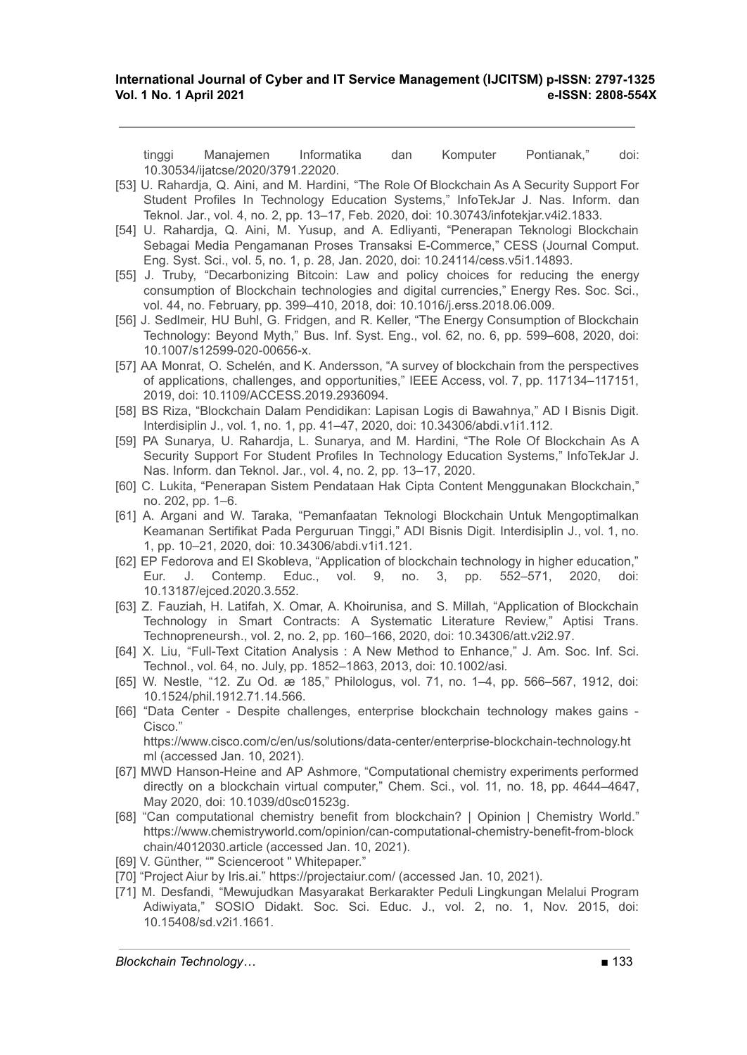tinggi Manajemen Informatika dan Komputer Pontianak," doi: 10.30534/ijatcse/2020/3791.22020.

[53] U. Rahardja, Q. Aini, and M. Hardini, "The Role Of Blockchain As A Security Support For Student Profiles In Technology Education Systems," InfoTekJar J. Nas. Inform. dan Teknol. Jar., vol. 4, no. 2, pp. 13–17, Feb. 2020, doi: 10.30743/infotekjar.v4i2.1833.

[54] U. Rahardja, Q. Aini, M. Yusup, and A. Edliyanti, "Penerapan Teknologi Blockchain Sebagai Media Pengamanan Proses Transaksi E-Commerce," CESS (Journal Comput. Eng. Syst. Sci., vol. 5, no. 1, p. 28, Jan. 2020, doi: 10.24114/cess.v5i1.14893.

[55] J. Truby, "Decarbonizing Bitcoin: Law and policy choices for reducing the energy consumption of Blockchain technologies and digital currencies," Energy Res. Soc. Sci., vol. 44, no. February, pp. 399–410, 2018, doi: 10.1016/j.erss.2018.06.009.

[56] J. Sedlmeir, HU Buhl, G. Fridgen, and R. Keller, "The Energy Consumption of Blockchain Technology: Beyond Myth," Bus. Inf. Syst. Eng., vol. 62, no. 6, pp. 599–608, 2020, doi: 10.1007/s12599-020-00656-x.

[57] AA Monrat, O. Schelén, and K. Andersson, "A survey of blockchain from the perspectives of applications, challenges, and opportunities," IEEE Access, vol. 7, pp. 117134–117151, 2019, doi: 10.1109/ACCESS.2019.2936094.

[58] BS Riza, "Blockchain Dalam Pendidikan: Lapisan Logis di Bawahnya," AD I Bisnis Digit. Interdisiplin J., vol. 1, no. 1, pp. 41–47, 2020, doi: 10.34306/abdi.v1i1.112.

[59] PA Sunarya, U. Rahardja, L. Sunarya, and M. Hardini, "The Role Of Blockchain As A Security Support For Student Profiles In Technology Education Systems," InfoTekJar J. Nas. Inform. dan Teknol. Jar., vol. 4, no. 2, pp. 13–17, 2020.

[60] C. Lukita, "Penerapan Sistem Pendataan Hak Cipta Content Menggunakan Blockchain," no. 202, pp. 1–6.

[61] A. Argani and W. Taraka, "Pemanfaatan Teknologi Blockchain Untuk Mengoptimalkan Keamanan Sertifikat Pada Perguruan Tinggi," ADI Bisnis Digit. Interdisiplin J., vol. 1, no. 1, pp. 10–21, 2020, doi: 10.34306/abdi.v1i1.121.

[62] EP Fedorova and EI Skobleva, "Application of blockchain technology in higher education," Eur. J. Contemp. Educ., vol. 9, no. 3, pp. 552–571, 2020, doi: 10.13187/ejced.2020.3.552.

[63] Z. Fauziah, H. Latifah, X. Omar, A. Khoirunisa, and S. Millah, "Application of Blockchain Technology in Smart Contracts: A Systematic Literature Review," Aptisi Trans. Technopreneursh., vol. 2, no. 2, pp. 160–166, 2020, doi: 10.34306/att.v2i2.97.

[64] X. Liu, "Full-Text Citation Analysis : A New Method to Enhance," J. Am. Soc. Inf. Sci. Technol., vol. 64, no. July, pp. 1852–1863, 2013, doi: 10.1002/asi.

[65] W. Nestle, "12. Zu Od. æ 185," Philologus, vol. 71, no. 1–4, pp. 566–567, 1912, doi: 10.1524/phil.1912.71.14.566.

[66] "Data Center - Despite challenges, enterprise blockchain technology makes gains - Cisco." https://www.cisco.com/c/en/us/solutions/data-center/enterprise-blockchain-technology.html (accessed Jan. 10, 2021).

[67] MWD Hanson-Heine and AP Ashmore, "Computational chemistry experiments performed directly on a blockchain virtual computer," Chem. Sci., vol. 11, no. 18, pp. 4644–4647, May 2020, doi: 10.1039/d0sc01523g.

[68] "Can computational chemistry benefit from blockchain? | Opinion | Chemistry World." https://www.chemistryworld.com/opinion/can-computational-chemistry-benefit-from-blockchain/4012030.article (accessed Jan. 10, 2021).

[69] V. Günther, "" Scienceroot " Whitepaper."

[70] "Project Aiur by Iris.ai." https://projectaiur.com/ (accessed Jan. 10, 2021).

[71] M. Desfandi, "Mewujudkan Masyarakat Berkarakter Peduli Lingkungan Melalui Program Adiwiyata," SOSIO Didakt. Soc. Sci. Educ. J., vol. 2, no. 1, Nov. 2015, doi: 10.15408/sd.v2i1.1661.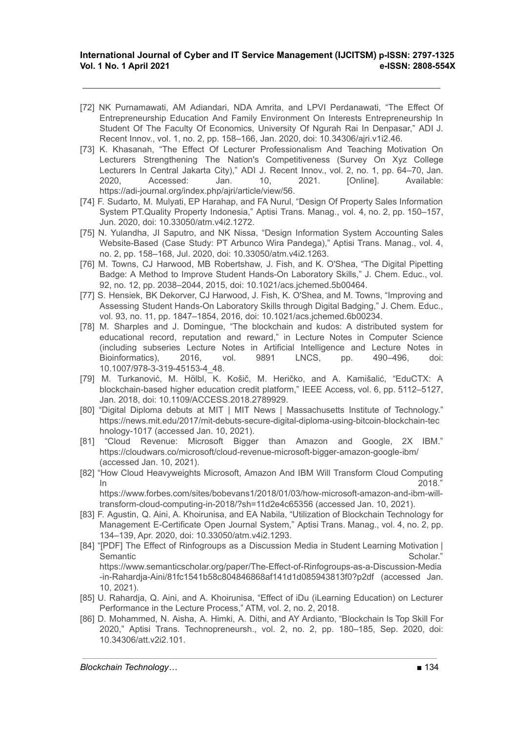[72] NK Purnamawati, AM Adiandari, NDA Amrita, and LPVI Perdanawati, "The Effect Of Entrepreneurship Education And Family Environment On Interests Entrepreneurship In Student Of The Faculty Of Economics, University Of Ngurah Rai In Denpasar," ADI J. Recent Innov., vol. 1, no. 2, pp. 158–166, Jan. 2020, doi: 10.34306/ajri.v1i2.46.

[73] K. Khasanah, "The Effect Of Lecturer Professionalism And Teaching Motivation On Lecturers Strengthening The Nation's Competitiveness (Survey On Xyz College Lecturers In Central Jakarta City)," ADI J. Recent Innov., vol. 2, no. 1, pp. 64–70, Jan. 2020, Accessed: Jan. 10, 2021. [Online]. Available: https://adi-journal.org/index.php/ajri/article/view/56.

[74] F. Sudarto, M. Mulyati, EP Harahap, and FA Nurul, "Design Of Property Sales Information System PT.Quality Property Indonesia," Aptisi Trans. Manag., vol. 4, no. 2, pp. 150–157, Jun. 2020, doi: 10.33050/atm.v4i2.1272.

[75] N. Yulandha, JI Saputro, and NK Nissa, "Design Information System Accounting Sales Website-Based (Case Study: PT Arbunco Wira Pandega)," Aptisi Trans. Manag., vol. 4, no. 2, pp. 158–168, Jul. 2020, doi: 10.33050/atm.v4i2.1263.

[76] M. Towns, CJ Harwood, MB Robertshaw, J. Fish, and K. O'Shea, "The Digital Pipetting Badge: A Method to Improve Student Hands-On Laboratory Skills," J. Chem. Educ., vol. 92, no. 12, pp. 2038–2044, 2015, doi: 10.1021/acs.jchemed.5b00464.

[77] S. Hensiek, BK Dekorver, CJ Harwood, J. Fish, K. O'Shea, and M. Towns, "Improving and Assessing Student Hands-On Laboratory Skills through Digital Badging," J. Chem. Educ., vol. 93, no. 11, pp. 1847–1854, 2016, doi: 10.1021/acs.jchemed.6b00234.

[78] M. Sharples and J. Domingue, "The blockchain and kudos: A distributed system for educational record, reputation and reward," in Lecture Notes in Computer Science (including subseries Lecture Notes in Artificial Intelligence and Lecture Notes in Bioinformatics), 2016, vol. 9891 LNCS, pp. 490–496, doi: 10.1007/978-3-319-45153-4_48.

[79] M. Turkanović, M. Hölbl, K. Košič, M. Heričko, and A. Kamišalić, "EduCTX: A blockchain-based higher education credit platform," IEEE Access, vol. 6, pp. 5112–5127, Jan. 2018, doi: 10.1109/ACCESS.2018.2789929.

[80] "Digital Diploma debuts at MIT | MIT News | Massachusetts Institute of Technology." https://news.mit.edu/2017/mit-debuts-secure-digital-diploma-using-bitcoin-blockchain-technology-1017 (accessed Jan. 10, 2021).

[81] "Cloud Revenue: Microsoft Bigger than Amazon and Google, 2X IBM." https://cloudwars.co/microsoft/cloud-revenue-microsoft-bigger-amazon-google-ibm/ (accessed Jan. 10, 2021).

[82] "How Cloud Heavyweights Microsoft, Amazon And IBM Will Transform Cloud Computing In 2018." https://www.forbes.com/sites/bobevans1/2018/01/03/how-microsoft-amazon-and-ibm-will-transform-cloud-computing-in-2018/?sh=11d2e4c65356 (accessed Jan. 10, 2021).

[83] F. Agustin, Q. Aini, A. Khoirunisa, and EA Nabila, "Utilization of Blockchain Technology for Management E-Certificate Open Journal System," Aptisi Trans. Manag., vol. 4, no. 2, pp. 134–139, Apr. 2020, doi: 10.33050/atm.v4i2.1293.

[84] "[PDF] The Effect of Rinfogroups as a Discussion Media in Student Learning Motivation | Semantic Scholar." https://www.semanticscholar.org/paper/The-Effect-of-Rinfogroups-as-a-Discussion-Media-in-Rahardja-Aini/81fc1541b58c804846868af141d1d085943813f0?p2df (accessed Jan. 10, 2021).

[85] U. Rahardja, Q. Aini, and A. Khoirunisa, "Effect of iDu (iLearning Education) on Lecturer Performance in the Lecture Process," ATM, vol. 2, no. 2, 2018.

[86] D. Mohammed, N. Aisha, A. Himki, A. Dithi, and AY Ardianto, "Blockchain Is Top Skill For 2020," Aptisi Trans. Technopreneursh., vol. 2, no. 2, pp. 180–185, Sep. 2020, doi: 10.34306/att.v2i2.101.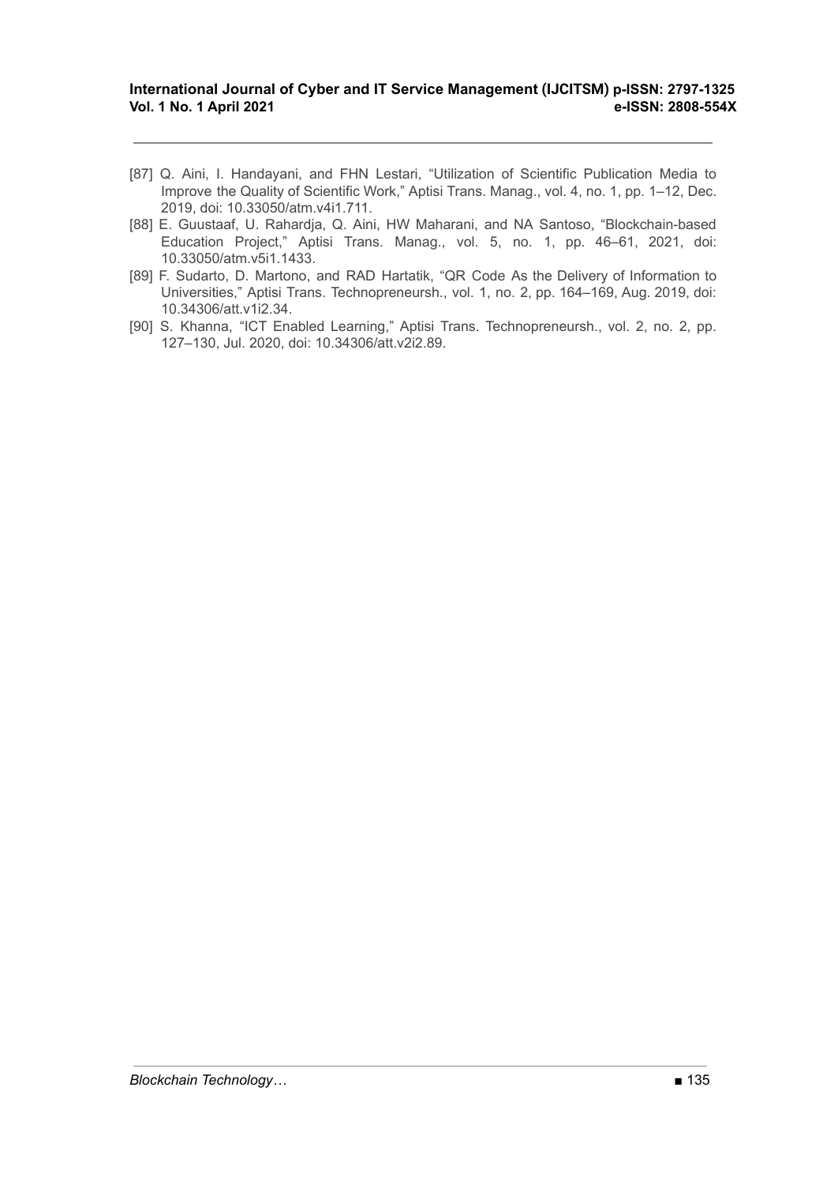[87] Q. Aini, I. Handayani, and FHN Lestari, “Utilization of Scientific Publication Media to Improve the Quality of Scientific Work,” Aptisi Trans. Manag., vol. 4, no. 1, pp. 1–12, Dec. 2019, doi: 10.33050/atm.v4i1.711.

[88] E. Guustaaf, U. Rahardja, Q. Aini, HW Maharani, and NA Santoso, “Blockchain-based Education Project,” Aptisi Trans. Manag., vol. 5, no. 1, pp. 46–61, 2021, doi: 10.33050/atm.v5i1.1433.

[89] F. Sudarto, D. Martono, and RAD Hartatik, “QR Code As the Delivery of Information to Universities,” Aptisi Trans. Technopreneursh., vol. 1, no. 2, pp. 164–169, Aug. 2019, doi: 10.34306/att.v1i2.34.

[90] S. Khanna, “ICT Enabled Learning,” Aptisi Trans. Technopreneursh., vol. 2, no. 2, pp. 127–130, Jul. 2020, doi: 10.34306/att.v2i2.89.